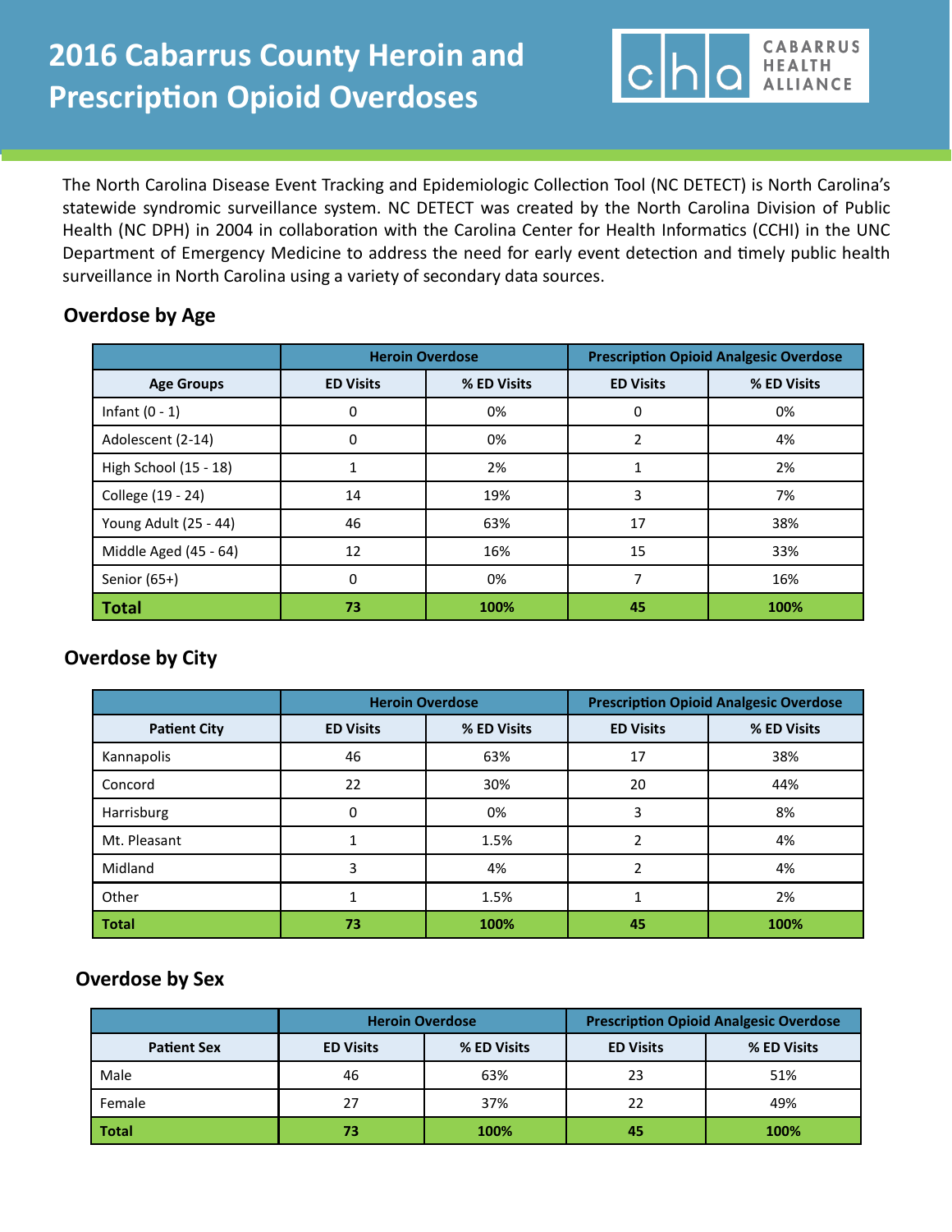# 2016 Cabarrus County Heroin and Prescription Opioid Overdoses

CABARRUS HEALTH ALLIANCE

The North Carolina Disease Event Tracking and Epidemiologic Collection Tool (NC DETECT) is North Carolina's statewide syndromic surveillance system. NC DETECT was created by the North Carolina Division of Public Health (NC DPH) in 2004 in collaboration with the Carolina Center for Health Informatics (CCHI) in the UNC Department of Emergency Medicine to address the need for early event detection and timely public health surveillance in North Carolina using a variety of secondary data sources.

## Overdose by Age

| | Heroin Overdose | | Prescription Opioid Analgesic Overdose | |
|---|---|---|---|---|
| **Age Groups** | **ED Visits** | **% ED Visits** | **ED Visits** | **% ED Visits** |
| Infant (0 - 1) | 0 | 0% | 0 | 0% |
| Adolescent (2-14) | 0 | 0% | 2 | 4% |
| High School (15 - 18) | 1 | 2% | 1 | 2% |
| College (19 - 24) | 14 | 19% | 3 | 7% |
| Young Adult (25 - 44) | 46 | 63% | 17 | 38% |
| Middle Aged (45 - 64) | 12 | 16% | 15 | 33% |
| Senior (65+) | 0 | 0% | 7 | 16% |
| **Total** | **73** | **100%** | **45** | **100%** |

## Overdose by City

| | Heroin Overdose | | Prescription Opioid Analgesic Overdose | |
|---|---|---|---|---|
| **Patient City** | **ED Visits** | **% ED Visits** | **ED Visits** | **% ED Visits** |
| Kannapolis | 46 | 63% | 17 | 38% |
| Concord | 22 | 30% | 20 | 44% |
| Harrisburg | 0 | 0% | 3 | 8% |
| Mt. Pleasant | 1 | 1.5% | 2 | 4% |
| Midland | 3 | 4% | 2 | 4% |
| Other | 1 | 1.5% | 1 | 2% |
| **Total** | **73** | **100%** | **45** | **100%** |

## Overdose by Sex

| | Heroin Overdose | | Prescription Opioid Analgesic Overdose | |
|---|---|---|---|---|
| **Patient Sex** | **ED Visits** | **% ED Visits** | **ED Visits** | **% ED Visits** |
| Male | 46 | 63% | 23 | 51% |
| Female | 27 | 37% | 22 | 49% |
| **Total** | **73** | **100%** | **45** | **100%** |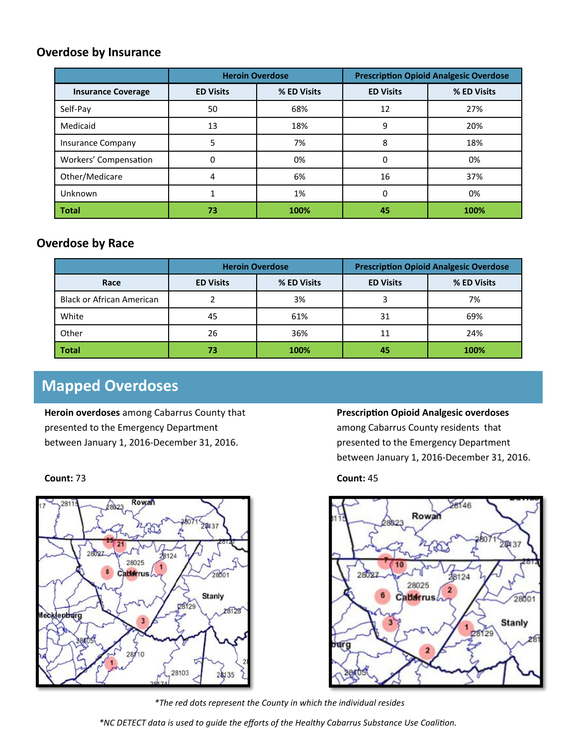## Overdose by Insurance

| Insurance Coverage | Heroin Overdose | | Prescription Opioid Analgesic Overdose | |
|---|---|---|---|---|
| | ED Visits | % ED Visits | ED Visits | % ED Visits |
| Self-Pay | 50 | 68% | 12 | 27% |
| Medicaid | 13 | 18% | 9 | 20% |
| Insurance Company | 5 | 7% | 8 | 18% |
| Workers' Compensation | 0 | 0% | 0 | 0% |
| Other/Medicare | 4 | 6% | 16 | 37% |
| Unknown | 1 | 1% | 0 | 0% |
| **Total** | **73** | **100%** | **45** | **100%** |

## Overdose by Race

| Race | Heroin Overdose | | Prescription Opioid Analgesic Overdose | |
|---|---|---|---|---|
| | ED Visits | % ED Visits | ED Visits | % ED Visits |
| Black or African American | 2 | 3% | 3 | 7% |
| White | 45 | 61% | 31 | 69% |
| Other | 26 | 36% | 11 | 24% |
| **Total** | **73** | **100%** | **45** | **100%** |

# Mapped Overdoses

**Heroin overdoses** among Cabarrus County that presented to the Emergency Department between January 1, 2016-December 31, 2016.

**Count:** 73

**Prescription Opioid Analgesic overdoses** among Cabarrus County residents that presented to the Emergency Department between January 1, 2016-December 31, 2016.

**Count:** 45

*\*The red dots represent the County in which the individual resides*

*\*NC DETECT data is used to guide the efforts of the Healthy Cabarrus Substance Use Coalition.*